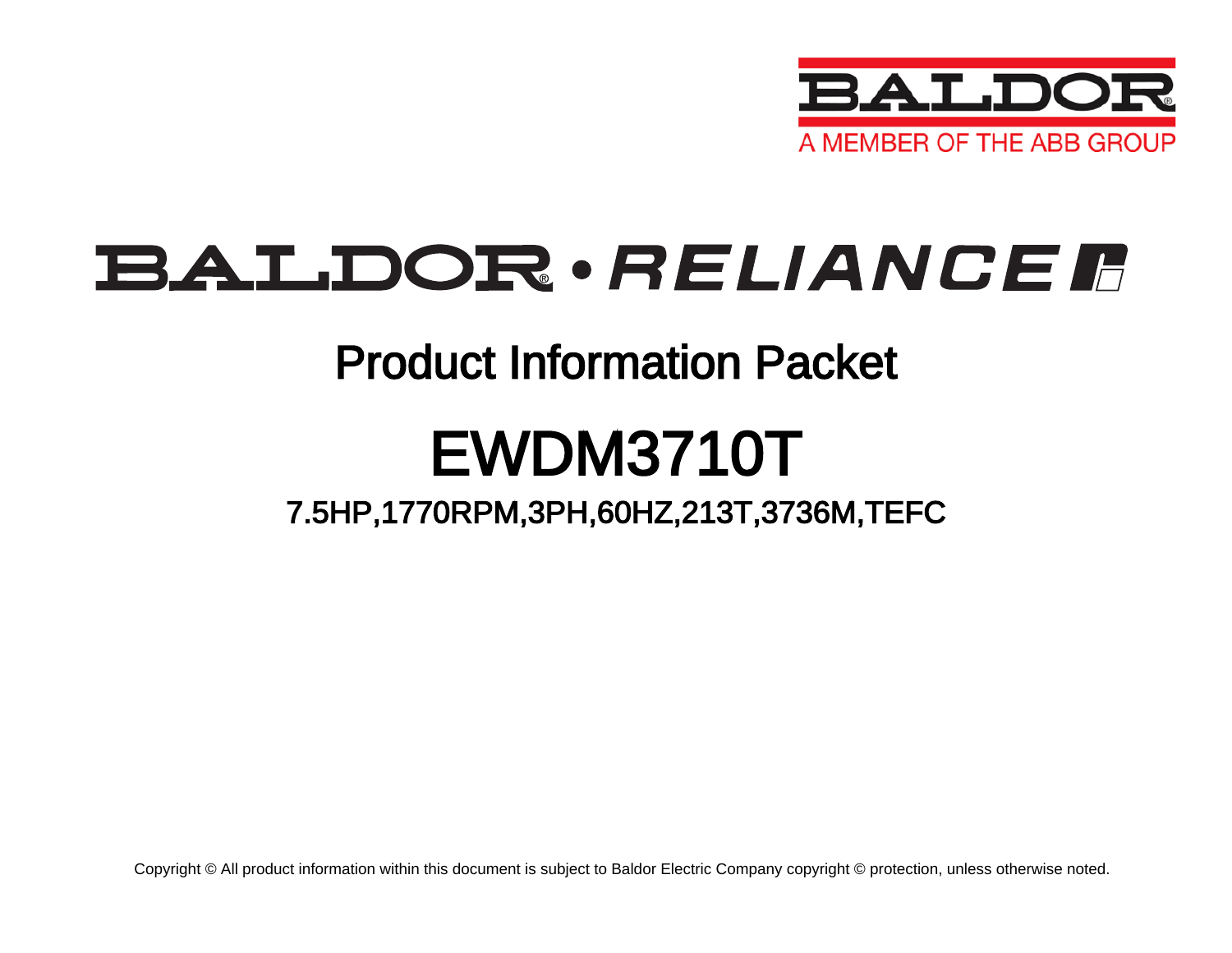BALDOR
A MEMBER OF THE ABB GROUP

# BALDOR • RELIANCE

## Product Information Packet

# EWDM3710T

### 7.5HP,1770RPM,3PH,60HZ,213T,3736M,TEFC

Copyright © All product information within this document is subject to Baldor Electric Company copyright © protection, unless otherwise noted.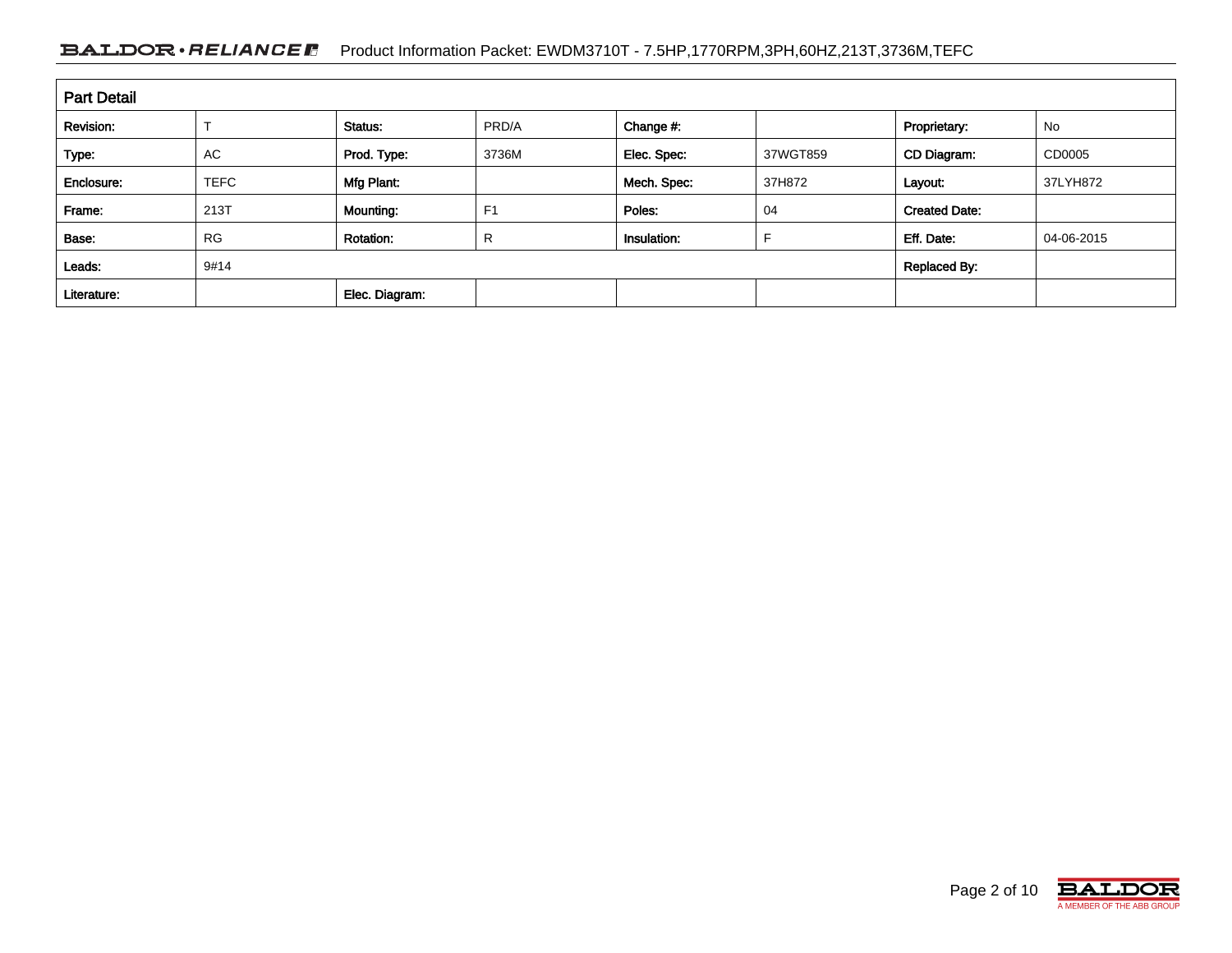## Part Detail

| Revision: | T | Status: | PRD/A | Change #: | | Proprietary: | No |
|---|---|---|---|---|---|---|---|
| Type: | AC | Prod. Type: | 3736M | Elec. Spec: | 37WGT859 | CD Diagram: | CD0005 |
| Enclosure: | TEFC | Mfg Plant: | | Mech. Spec: | 37H872 | Layout: | 37LYH872 |
| Frame: | 213T | Mounting: | F1 | Poles: | 04 | Created Date: | |
| Base: | RG | Rotation: | R | Insulation: | F | Eff. Date: | 04-06-2015 |
| Leads: | 9#14 | | | | | Replaced By: | |
| Literature: | | Elec. Diagram: | | | | | |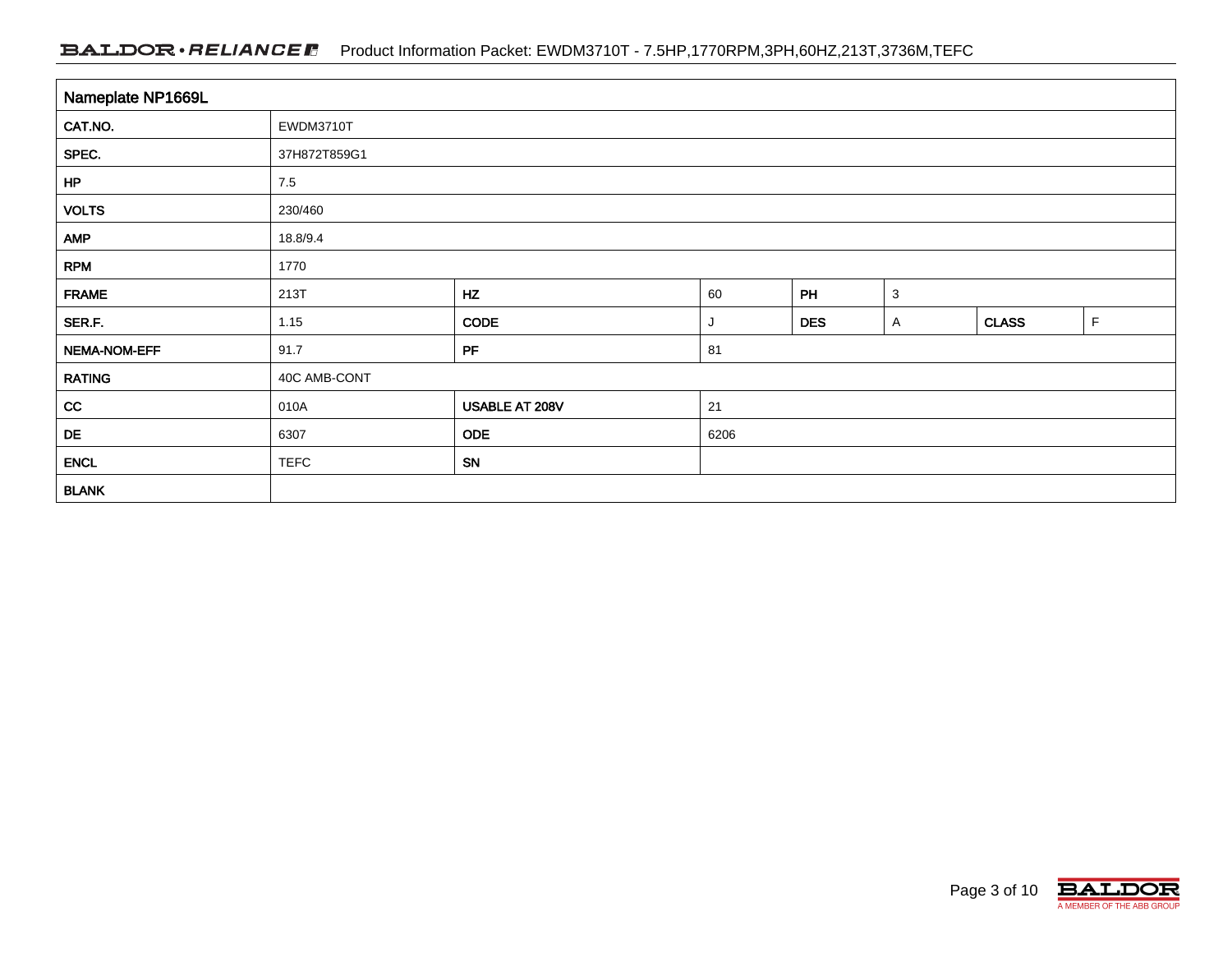| Nameplate NP1669L | | | | | | | |
|---|---|---|---|---|---|---|---|
| CAT.NO. | EWDM3710T | | | | | | |
| SPEC. | 37H872T859G1 | | | | | | |
| HP | 7.5 | | | | | | |
| VOLTS | 230/460 | | | | | | |
| AMP | 18.8/9.4 | | | | | | |
| RPM | 1770 | | | | | | |
| FRAME | 213T | HZ | 60 | PH | 3 | | |
| SER.F. | 1.15 | CODE | J | DES | A | CLASS | F |
| NEMA-NOM-EFF | 91.7 | PF | 81 | | | | |
| RATING | 40C AMB-CONT | | | | | | |
| CC | 010A | USABLE AT 208V | 21 | | | | |
| DE | 6307 | ODE | 6206 | | | | |
| ENCL | TEFC | SN | | | | | |
| BLANK | | | | | | | |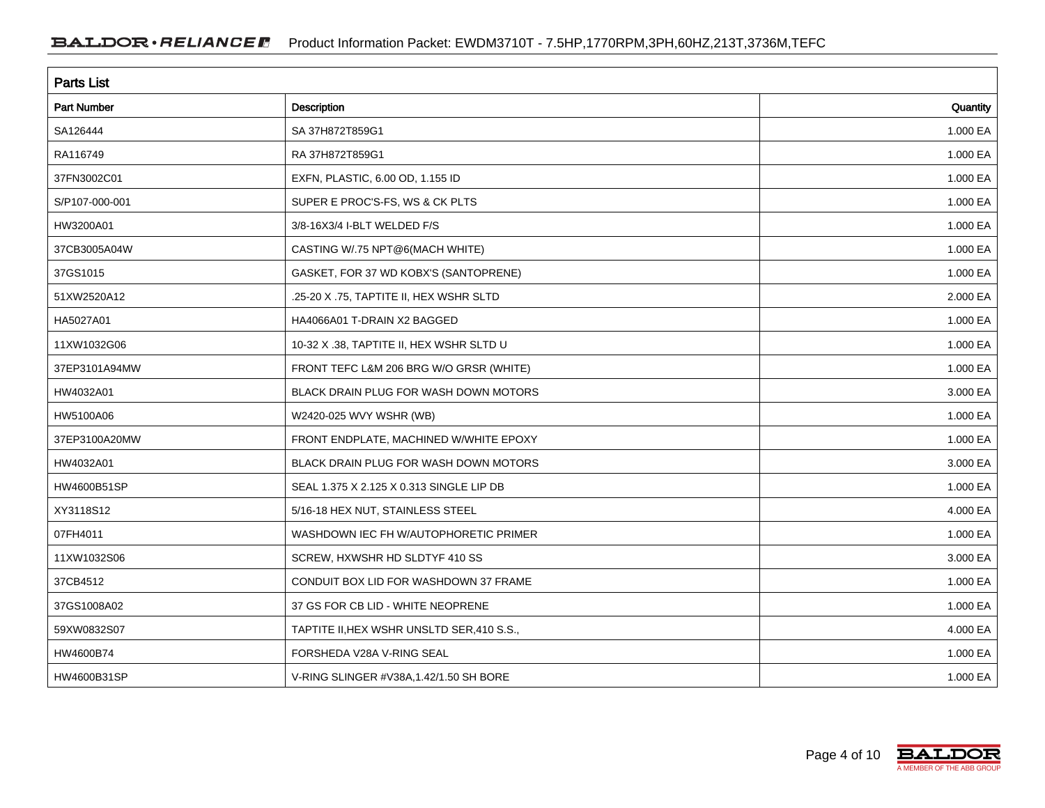## Parts List

| Part Number | Description | Quantity |
|---|---|---|
| SA126444 | SA 37H872T859G1 | 1.000 EA |
| RA116749 | RA 37H872T859G1 | 1.000 EA |
| 37FN3002C01 | EXFN, PLASTIC, 6.00 OD, 1.155 ID | 1.000 EA |
| S/P107-000-001 | SUPER E PROC'S-FS, WS & CK PLTS | 1.000 EA |
| HW3200A01 | 3/8-16X3/4 I-BLT WELDED F/S | 1.000 EA |
| 37CB3005A04W | CASTING W/.75 NPT@6(MACH WHITE) | 1.000 EA |
| 37GS1015 | GASKET, FOR 37 WD KOBX'S (SANTOPRENE) | 1.000 EA |
| 51XW2520A12 | .25-20 X .75, TAPTITE II, HEX WSHR SLTD | 2.000 EA |
| HA5027A01 | HA4066A01 T-DRAIN X2 BAGGED | 1.000 EA |
| 11XW1032G06 | 10-32 X .38, TAPTITE II, HEX WSHR SLTD U | 1.000 EA |
| 37EP3101A94MW | FRONT TEFC L&M 206 BRG W/O GRSR (WHITE) | 1.000 EA |
| HW4032A01 | BLACK DRAIN PLUG FOR WASH DOWN MOTORS | 3.000 EA |
| HW5100A06 | W2420-025 WVY WSHR (WB) | 1.000 EA |
| 37EP3100A20MW | FRONT ENDPLATE, MACHINED W/WHITE EPOXY | 1.000 EA |
| HW4032A01 | BLACK DRAIN PLUG FOR WASH DOWN MOTORS | 3.000 EA |
| HW4600B51SP | SEAL 1.375 X 2.125 X 0.313 SINGLE LIP DB | 1.000 EA |
| XY3118S12 | 5/16-18 HEX NUT, STAINLESS STEEL | 4.000 EA |
| 07FH4011 | WASHDOWN IEC FH W/AUTOPHORETIC PRIMER | 1.000 EA |
| 11XW1032S06 | SCREW, HXWSHR HD SLDTYF 410 SS | 3.000 EA |
| 37CB4512 | CONDUIT BOX LID FOR WASHDOWN 37 FRAME | 1.000 EA |
| 37GS1008A02 | 37 GS FOR CB LID - WHITE NEOPRENE | 1.000 EA |
| 59XW0832S07 | TAPTITE II,HEX WSHR UNSLTD SER,410 S.S., | 4.000 EA |
| HW4600B74 | FORSHEDA V28A V-RING SEAL | 1.000 EA |
| HW4600B31SP | V-RING SLINGER #V38A,1.42/1.50 SH BORE | 1.000 EA |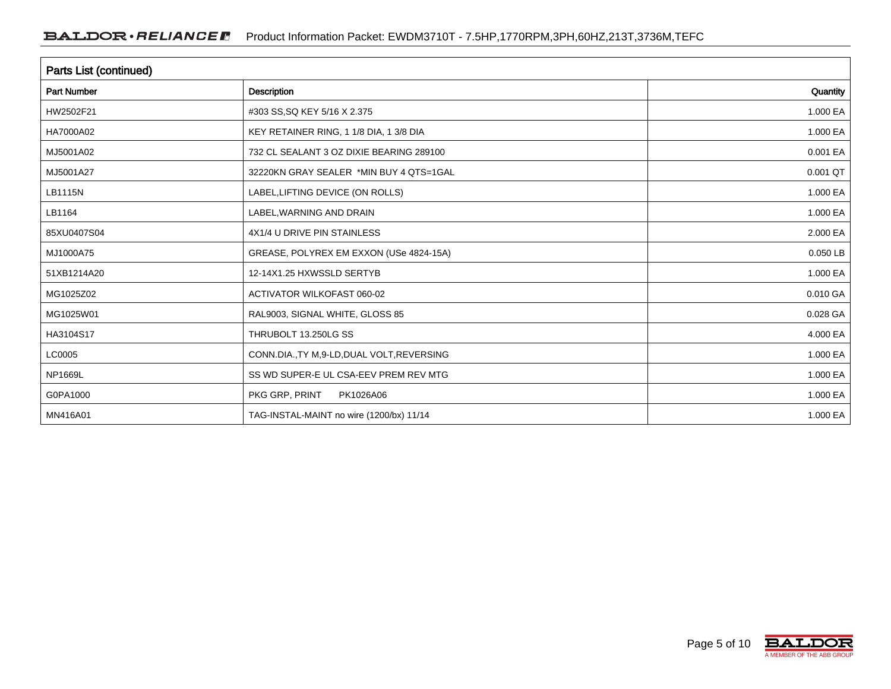## Parts List (continued)

| Part Number | Description | Quantity |
|---|---|---|
| HW2502F21 | #303 SS,SQ KEY 5/16 X 2.375 | 1.000 EA |
| HA7000A02 | KEY RETAINER RING, 1 1/8 DIA, 1 3/8 DIA | 1.000 EA |
| MJ5001A02 | 732 CL SEALANT 3 OZ DIXIE BEARING 289100 | 0.001 EA |
| MJ5001A27 | 32220KN GRAY SEALER *MIN BUY 4 QTS=1GAL | 0.001 QT |
| LB1115N | LABEL,LIFTING DEVICE (ON ROLLS) | 1.000 EA |
| LB1164 | LABEL,WARNING AND DRAIN | 1.000 EA |
| 85XU0407S04 | 4X1/4 U DRIVE PIN STAINLESS | 2.000 EA |
| MJ1000A75 | GREASE, POLYREX EM EXXON (USe 4824-15A) | 0.050 LB |
| 51XB1214A20 | 12-14X1.25 HXWSSLD SERTYB | 1.000 EA |
| MG1025Z02 | ACTIVATOR WILKOFAST 060-02 | 0.010 GA |
| MG1025W01 | RAL9003, SIGNAL WHITE, GLOSS 85 | 0.028 GA |
| HA3104S17 | THRUBOLT 13.250LG SS | 4.000 EA |
| LC0005 | CONN.DIA.,TY M,9-LD,DUAL VOLT,REVERSING | 1.000 EA |
| NP1669L | SS WD SUPER-E UL CSA-EEV PREM REV MTG | 1.000 EA |
| G0PA1000 | PKG GRP, PRINT PK1026A06 | 1.000 EA |
| MN416A01 | TAG-INSTAL-MAINT no wire (1200/bx) 11/14 | 1.000 EA |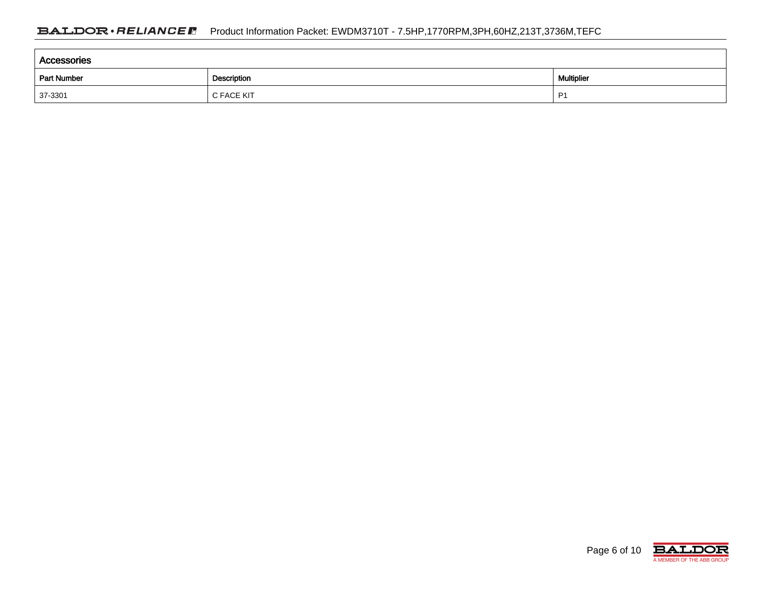| Accessories | | |
|---|---|---|
| Part Number | Description | Multiplier |
| 37-3301 | C FACE KIT | P1 |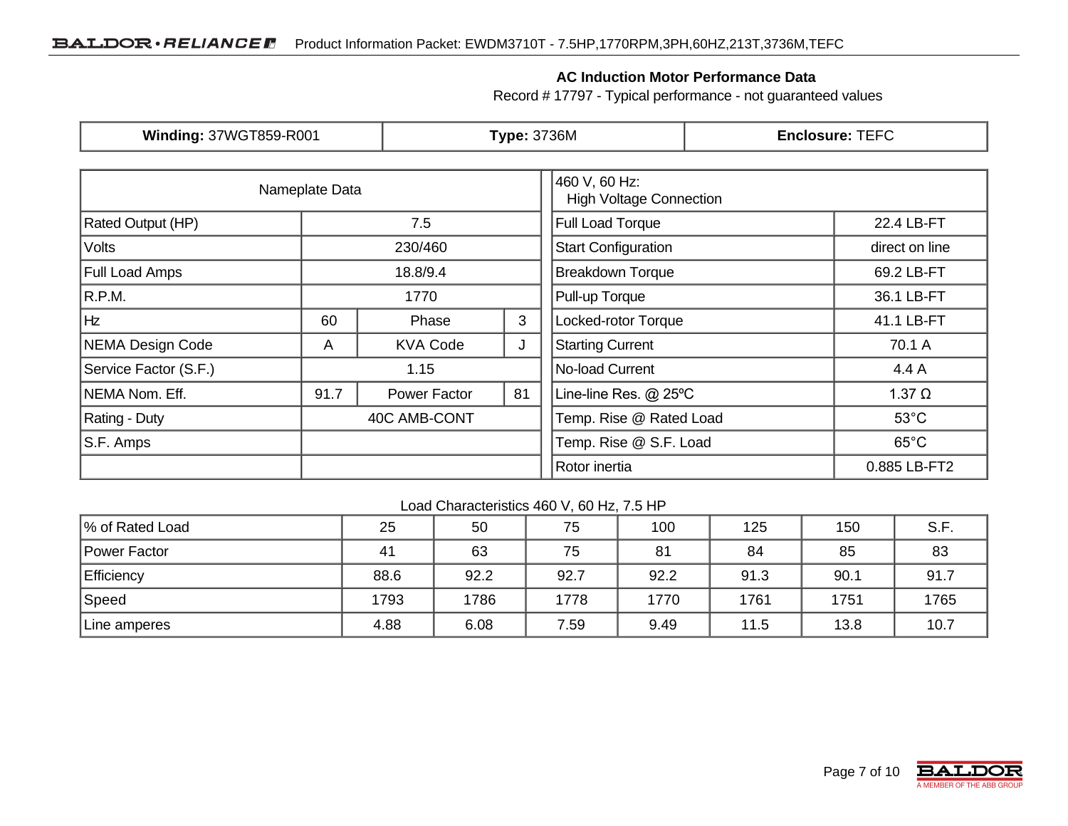## AC Induction Motor Performance Data

Record # 17797 - Typical performance - not guaranteed values

| **Winding:** 37WGT859-R001 | **Type:** 3736M | **Enclosure:** TEFC |
|---|---|---|

| Nameplate Data | | | |
|---|---|---|---|
| Rated Output (HP) | 7.5 | | |
| Volts | 230/460 | | |
| Full Load Amps | 18.8/9.4 | | |
| R.P.M. | 1770 | | |
| Hz | 60 | Phase | 3 |
| NEMA Design Code | A | KVA Code | J |
| Service Factor (S.F.) | 1.15 | | |
| NEMA Nom. Eff. | 91.7 | Power Factor | 81 |
| Rating - Duty | 40C AMB-CONT | | |
| S.F. Amps | | | |

| 460 V, 60 Hz: High Voltage Connection | |
|---|---|
| Full Load Torque | 22.4 LB-FT |
| Start Configuration | direct on line |
| Breakdown Torque | 69.2 LB-FT |
| Pull-up Torque | 36.1 LB-FT |
| Locked-rotor Torque | 41.1 LB-FT |
| Starting Current | 70.1 A |
| No-load Current | 4.4 A |
| Line-line Res. @ 25ºC | 1.37 Ω |
| Temp. Rise @ Rated Load | 53°C |
| Temp. Rise @ S.F. Load | 65°C |
| Rotor inertia | 0.885 LB-FT2 |

Load Characteristics 460 V, 60 Hz, 7.5 HP

| % of Rated Load | 25 | 50 | 75 | 100 | 125 | 150 | S.F. |
|---|---|---|---|---|---|---|---|
| Power Factor | 41 | 63 | 75 | 81 | 84 | 85 | 83 |
| Efficiency | 88.6 | 92.2 | 92.7 | 92.2 | 91.3 | 90.1 | 91.7 |
| Speed | 1793 | 1786 | 1778 | 1770 | 1761 | 1751 | 1765 |
| Line amperes | 4.88 | 6.08 | 7.59 | 9.49 | 11.5 | 13.8 | 10.7 |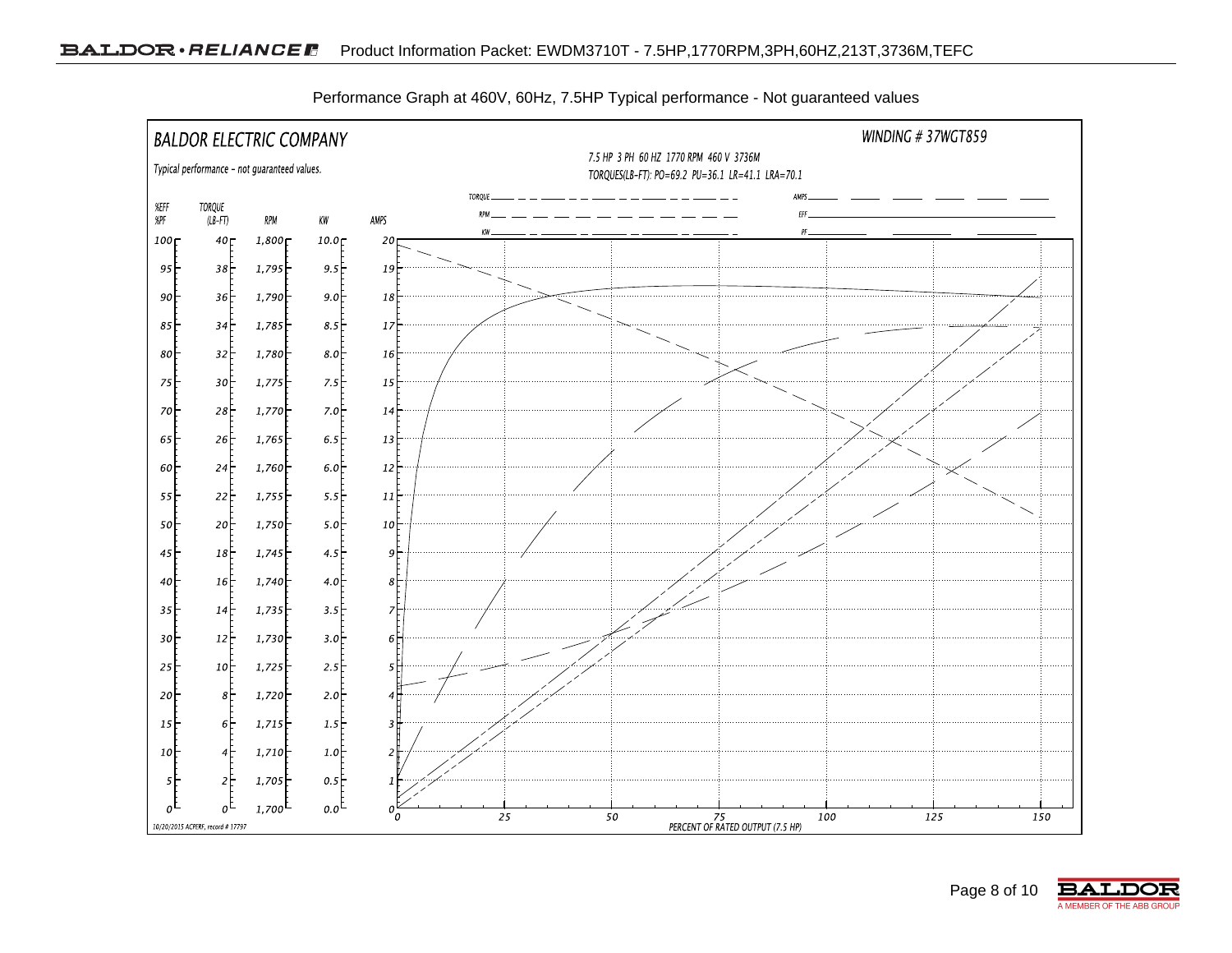Performance Graph at 460V, 60Hz, 7.5HP Typical performance - Not guaranteed values

BALDOR ELECTRIC COMPANY

Typical performance - not guaranteed values.

WINDING # 37WGT859

7.5 HP 3 PH 60 HZ 1770 RPM 460 V 3736M

TORQUES(LB-FT): PO=69.2 PU=36.1 LR=41.1 LRA=70.1

Legend: TORQUE, RPM, KW, AMPS, EFF, PF

| %EFF %PF | TORQUE (LB-FT) | RPM | KW | AMPS |
|---|---|---|---|---|
| 100 | 40 | 1,800 | 10.0 | 20 |
| 95 | 38 | 1,795 | 9.5 | 19 |
| 90 | 36 | 1,790 | 9.0 | 18 |
| 85 | 34 | 1,785 | 8.5 | 17 |
| 80 | 32 | 1,780 | 8.0 | 16 |
| 75 | 30 | 1,775 | 7.5 | 15 |
| 70 | 28 | 1,770 | 7.0 | 14 |
| 65 | 26 | 1,765 | 6.5 | 13 |
| 60 | 24 | 1,760 | 6.0 | 12 |
| 55 | 22 | 1,755 | 5.5 | 11 |
| 50 | 20 | 1,750 | 5.0 | 10 |
| 45 | 18 | 1,745 | 4.5 | 9 |
| 40 | 16 | 1,740 | 4.0 | 8 |
| 35 | 14 | 1,735 | 3.5 | 7 |
| 30 | 12 | 1,730 | 3.0 | 6 |
| 25 | 10 | 1,725 | 2.5 | 5 |
| 20 | 8 | 1,720 | 2.0 | 4 |
| 15 | 6 | 1,715 | 1.5 | 3 |
| 10 | 4 | 1,710 | 1.0 | 2 |
| 5 | 2 | 1,705 | 0.5 | 1 |
| 0 | 0 | 1,700 | 0.0 | 0 |

PERCENT OF RATED OUTPUT (7.5 HP): 0, 25, 50, 75, 100, 125, 150

10/20/2015 ACPERF, record # 17797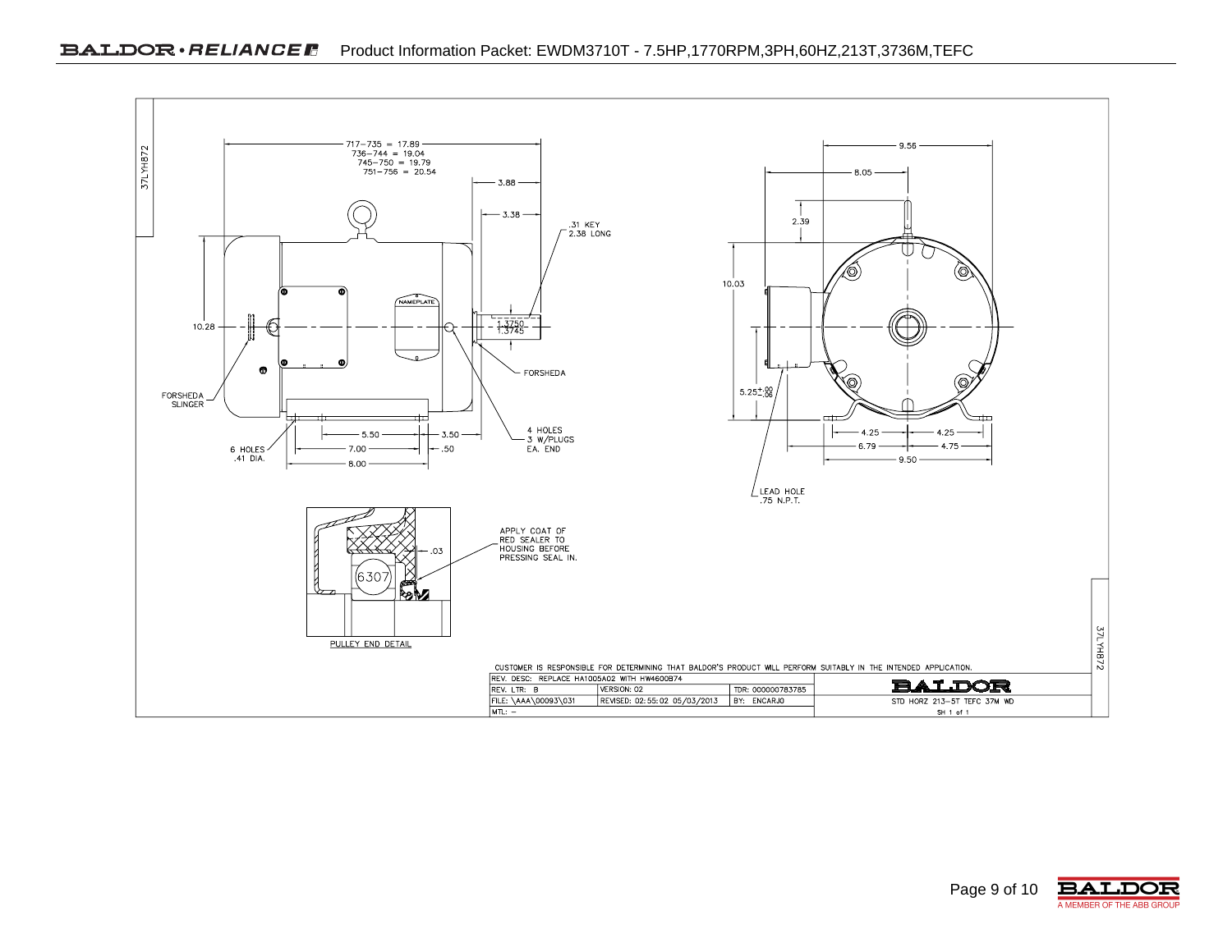37LYH872

717–735 = 17.89
736–744 = 19.04
745–750 = 19.79
751–756 = 20.54

3.88

3.38

.31 KEY
2.38 LONG

NAMEPLATE

10.28

1.3750
1.3745

FORSHEDA

FORSHEDA
SLINGER

6 HOLES
.41 DIA.

5.50 | 3.50
7.00 | .50
8.00

4 HOLES
3 W/PLUGS
EA. END

9.56
8.05
2.39
10.03

$5.25^{+.00}_{-.06}$

4.25 | 4.25
6.79 | 4.75
9.50

LEAD HOLE
.75 N.P.T.

.03
6307

PULLEY END DETAIL

APPLY COAT OF
RED SEALER TO
HOUSING BEFORE
PRESSING SEAL IN.

CUSTOMER IS RESPONSIBLE FOR DETERMINING THAT BALDOR'S PRODUCT WILL PERFORM SUITABLY IN THE INTENDED APPLICATION.

| REV. DESC: REPLACE HA1005A02 WITH HW4600B74 | | | BALDOR |
|---|---|---|---|
| REV. LTR: B | VERSION: 02 | TDR: 000000783785 | |
| FILE: \AAA\00093\031 | REVISED: 02:55:02 05/03/2013 | BY: ENCARJO | STD HORZ 213-5T TEFC 37M WD |
| MTL: – | | | SH 1 of 1 |

37LYH872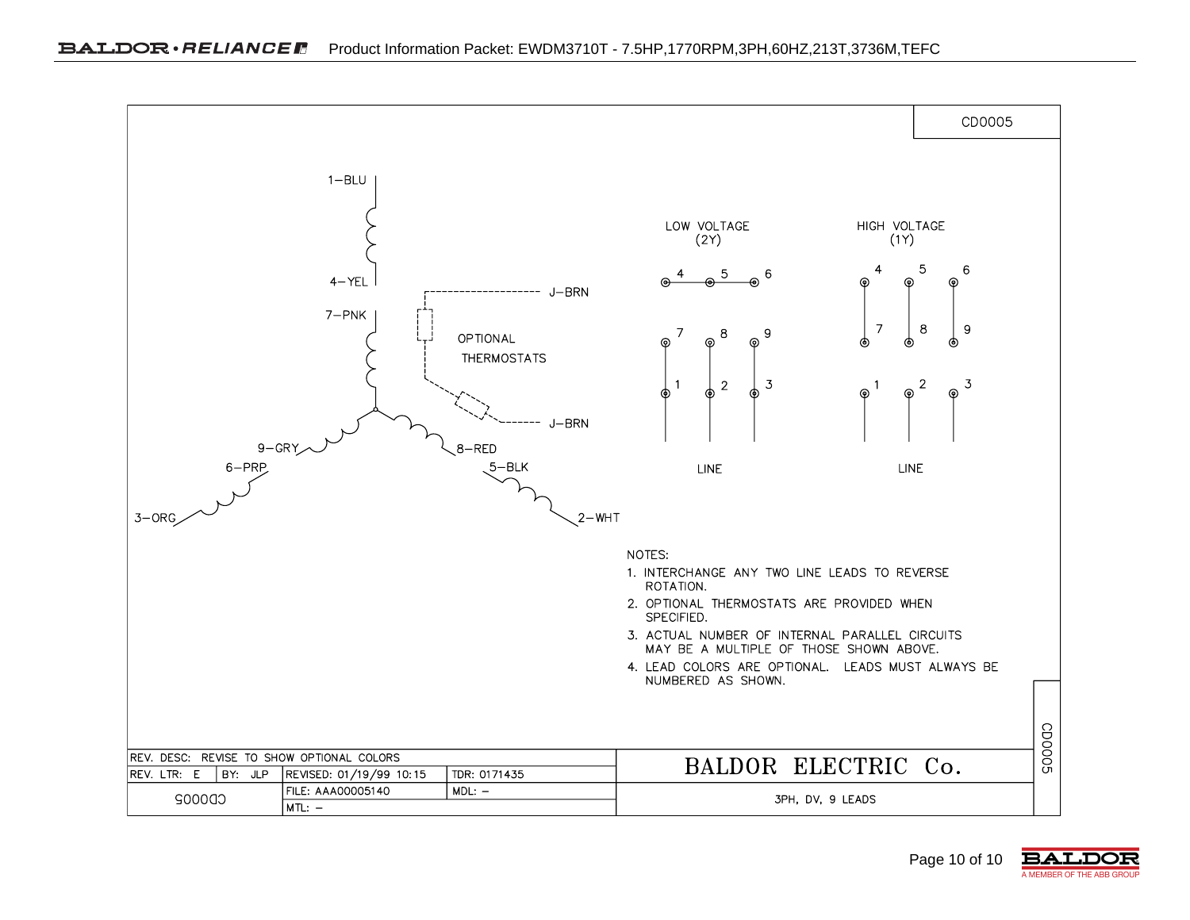CD0005

1-BLU

4-YEL

7-PNK

J-BRN

OPTIONAL

THERMOSTATS

J-BRN

9-GRY

8-RED

6-PRP

5-BLK

3-ORG

2-WHT

LOW VOLTAGE
(2Y)

4 5 6

7 8 9

1 2 3

LINE

HIGH VOLTAGE
(1Y)

4 5 6

7 8 9

1 2 3

LINE

NOTES:

1. INTERCHANGE ANY TWO LINE LEADS TO REVERSE ROTATION.
2. OPTIONAL THERMOSTATS ARE PROVIDED WHEN SPECIFIED.
3. ACTUAL NUMBER OF INTERNAL PARALLEL CIRCUITS MAY BE A MULTIPLE OF THOSE SHOWN ABOVE.
4. LEAD COLORS ARE OPTIONAL. LEADS MUST ALWAYS BE NUMBERED AS SHOWN.

| | | | | |
|---|---|---|---|---|
| REV. DESC: REVISE TO SHOW OPTIONAL COLORS | | | | BALDOR ELECTRIC Co. |
| REV. LTR: E | BY: JLP | REVISED: 01/19/99 10:15 | TDR: 0171435 | |
| CD0005 | | FILE: AAA00005140 | MDL: – | 3PH, DV, 9 LEADS |
| | | MTL: – | | |

CD0005